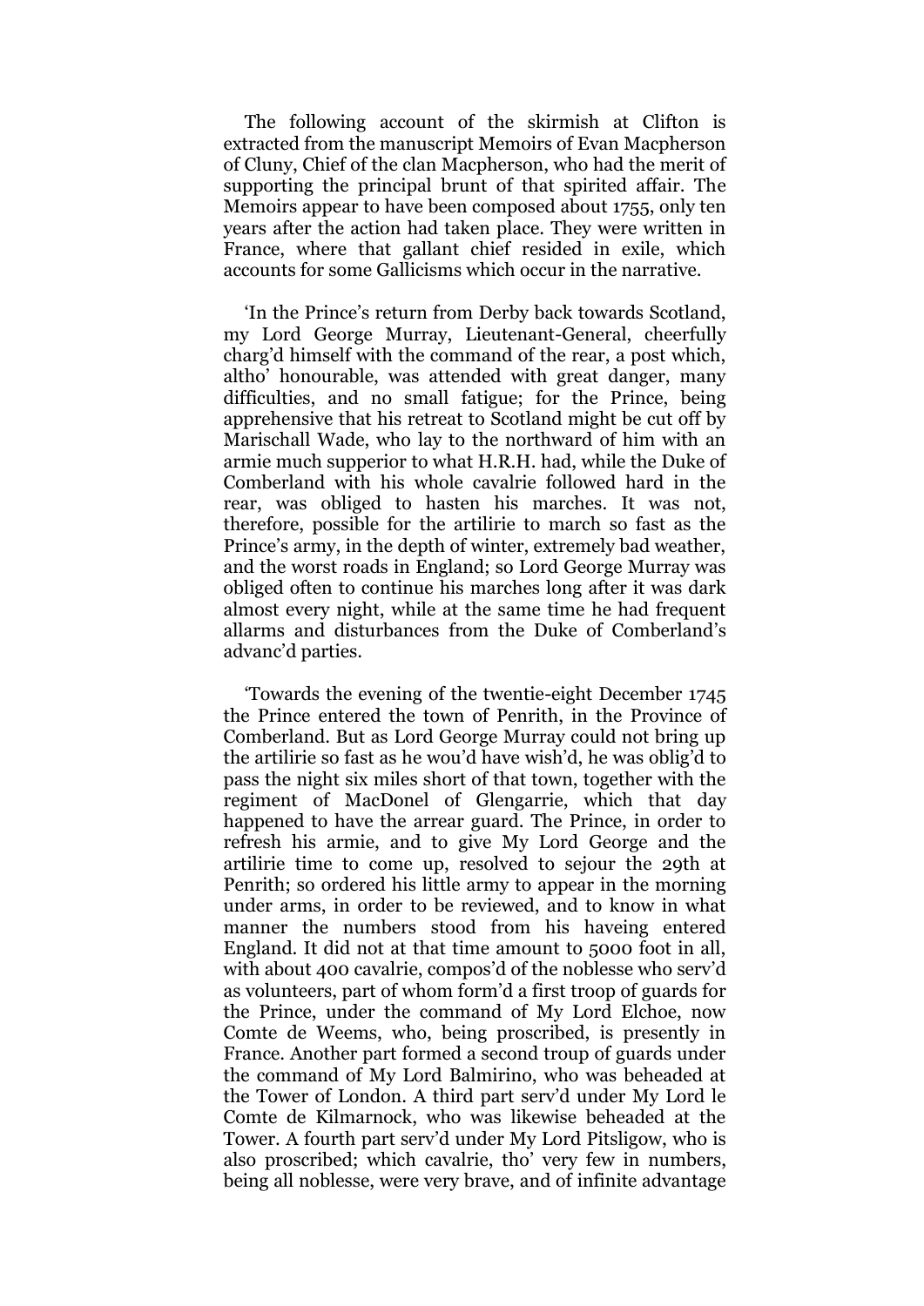The following account of the skirmish at Clifton is extracted from the manuscript Memoirs of Evan Macpherson of Cluny, Chief of the clan Macpherson, who had the merit of supporting the principal brunt of that spirited affair. The Memoirs appear to have been composed about 1755, only ten years after the action had taken place. They were written in France, where that gallant chief resided in exile, which accounts for some Gallicisms which occur in the narrative.

'In the Prince's return from Derby back towards Scotland, my Lord George Murray, Lieutenant-General, cheerfully charg'd himself with the command of the rear, a post which, altho' honourable, was attended with great danger, many difficulties, and no small fatigue; for the Prince, being apprehensive that his retreat to Scotland might be cut off by Marischall Wade, who lay to the northward of him with an armie much supperior to what H.R.H. had, while the Duke of Comberland with his whole cavalrie followed hard in the rear, was obliged to hasten his marches. It was not, therefore, possible for the artilirie to march so fast as the Prince's army, in the depth of winter, extremely bad weather, and the worst roads in England; so Lord George Murray was obliged often to continue his marches long after it was dark almost every night, while at the same time he had frequent allarms and disturbances from the Duke of Comberland's advanc'd parties.

'Towards the evening of the twentie-eight December 1745 the Prince entered the town of Penrith, in the Province of Comberland. But as Lord George Murray could not bring up the artilirie so fast as he wou'd have wish'd, he was oblig'd to pass the night six miles short of that town, together with the regiment of MacDonel of Glengarrie, which that day happened to have the arrear guard. The Prince, in order to refresh his armie, and to give My Lord George and the artilirie time to come up, resolved to sejour the 29th at Penrith; so ordered his little army to appear in the morning under arms, in order to be reviewed, and to know in what manner the numbers stood from his haveing entered England. It did not at that time amount to 5000 foot in all, with about 400 cavalrie, compos'd of the noblesse who serv'd as volunteers, part of whom form'd a first troop of guards for the Prince, under the command of My Lord Elchoe, now Comte de Weems, who, being proscribed, is presently in France. Another part formed a second troup of guards under the command of My Lord Balmirino, who was beheaded at the Tower of London. A third part serv'd under My Lord le Comte de Kilmarnock, who was likewise beheaded at the Tower. A fourth part serv'd under My Lord Pitsligow, who is also proscribed; which cavalrie, tho' very few in numbers, being all noblesse, were very brave, and of infinite advantage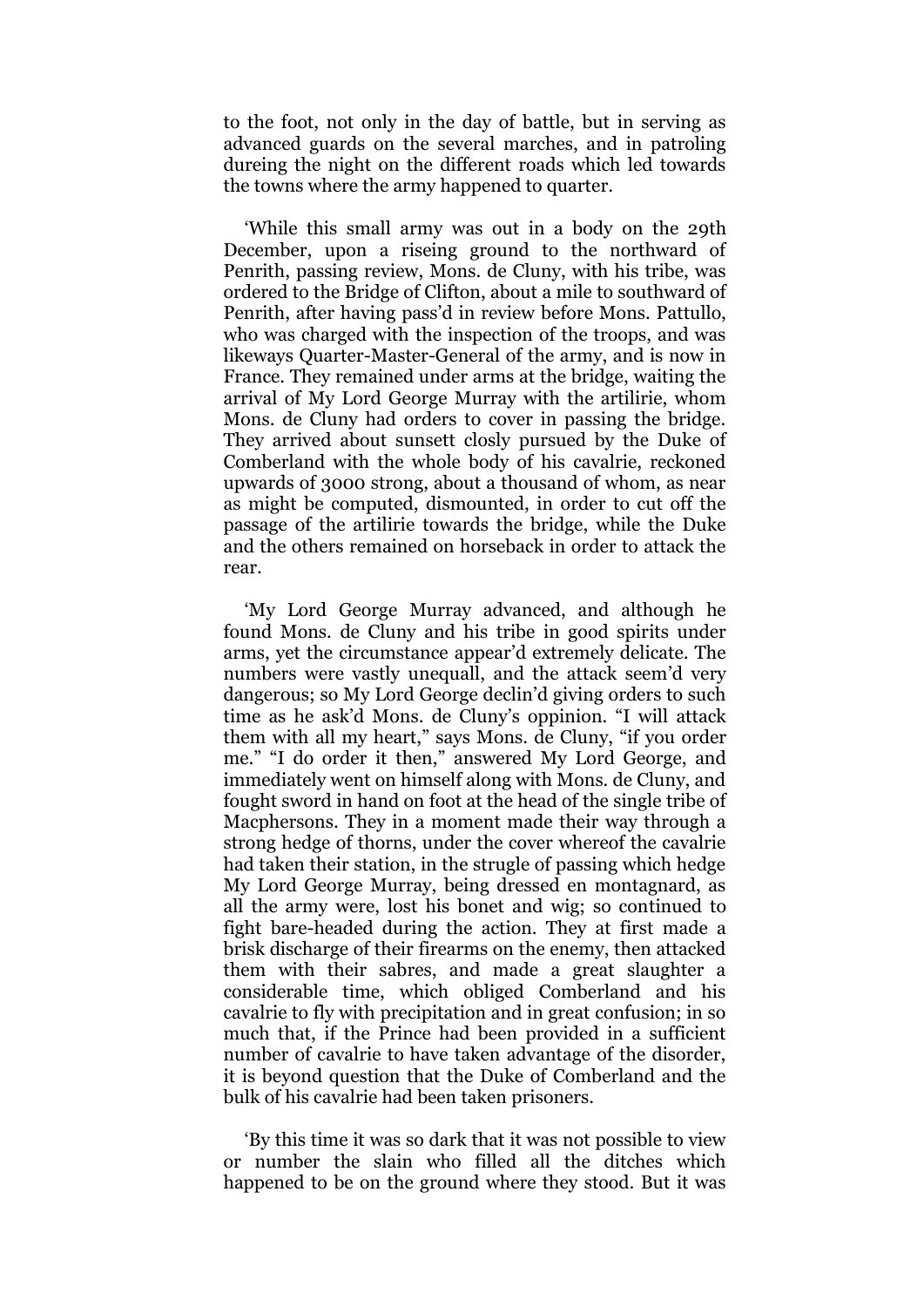to the foot, not only in the day of battle, but in serving as advanced guards on the several marches, and in patroling dureing the night on the different roads which led towards the towns where the army happened to quarter.

'While this small army was out in a body on the 29th December, upon a riseing ground to the northward of Penrith, passing review, Mons. de Cluny, with his tribe, was ordered to the Bridge of Clifton, about a mile to southward of Penrith, after having pass'd in review before Mons. Pattullo, who was charged with the inspection of the troops, and was likeways Quarter-Master-General of the army, and is now in France. They remained under arms at the bridge, waiting the arrival of My Lord George Murray with the artilirie, whom Mons. de Cluny had orders to cover in passing the bridge. They arrived about sunsett closly pursued by the Duke of Comberland with the whole body of his cavalrie, reckoned upwards of 3000 strong, about a thousand of whom, as near as might be computed, dismounted, in order to cut off the passage of the artilirie towards the bridge, while the Duke and the others remained on horseback in order to attack the rear.

'My Lord George Murray advanced, and although he found Mons. de Cluny and his tribe in good spirits under arms, yet the circumstance appear'd extremely delicate. The numbers were vastly unequall, and the attack seem'd very dangerous; so My Lord George declin'd giving orders to such time as he ask'd Mons. de Cluny's oppinion. "I will attack them with all my heart," says Mons. de Cluny, "if you order me." "I do order it then," answered My Lord George, and immediately went on himself along with Mons. de Cluny, and fought sword in hand on foot at the head of the single tribe of Macphersons. They in a moment made their way through a strong hedge of thorns, under the cover whereof the cavalrie had taken their station, in the strugle of passing which hedge My Lord George Murray, being dressed en montagnard, as all the army were, lost his bonet and wig; so continued to fight bare-headed during the action. They at first made a brisk discharge of their firearms on the enemy, then attacked them with their sabres, and made a great slaughter a considerable time, which obliged Comberland and his cavalrie to fly with precipitation and in great confusion; in so much that, if the Prince had been provided in a sufficient number of cavalrie to have taken advantage of the disorder, it is beyond question that the Duke of Comberland and the bulk of his cavalrie had been taken prisoners.

'By this time it was so dark that it was not possible to view or number the slain who filled all the ditches which happened to be on the ground where they stood. But it was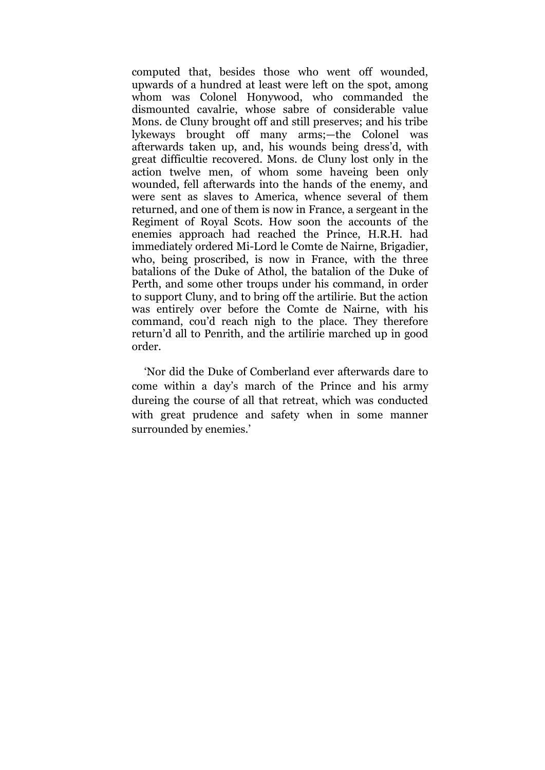computed that, besides those who went off wounded, upwards of a hundred at least were left on the spot, among whom was Colonel Honywood, who commanded the dismounted cavalrie, whose sabre of considerable value Mons. de Cluny brought off and still preserves; and his tribe lykeways brought off many arms;—the Colonel was afterwards taken up, and, his wounds being dress'd, with great difficultie recovered. Mons. de Cluny lost only in the action twelve men, of whom some haveing been only wounded, fell afterwards into the hands of the enemy, and were sent as slaves to America, whence several of them returned, and one of them is now in France, a sergeant in the Regiment of Royal Scots. How soon the accounts of the enemies approach had reached the Prince, H.R.H. had immediately ordered Mi-Lord le Comte de Nairne, Brigadier, who, being proscribed, is now in France, with the three batalions of the Duke of Athol, the batalion of the Duke of Perth, and some other troups under his command, in order to support Cluny, and to bring off the artilirie. But the action was entirely over before the Comte de Nairne, with his command, cou'd reach nigh to the place. They therefore return'd all to Penrith, and the artilirie marched up in good order.

'Nor did the Duke of Comberland ever afterwards dare to come within a day's march of the Prince and his army dureing the course of all that retreat, which was conducted with great prudence and safety when in some manner surrounded by enemies.'